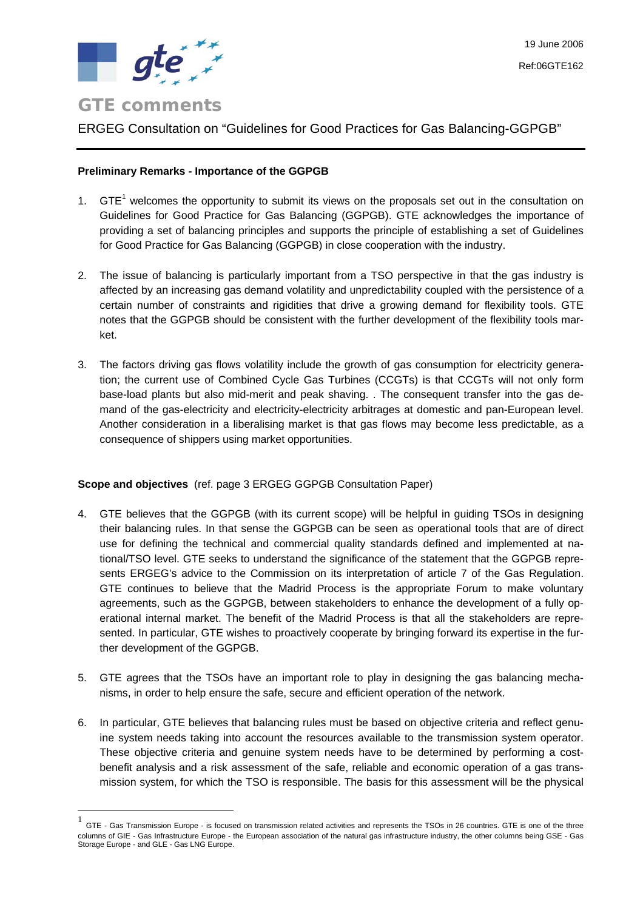19 June 2006

Ref:06GTE162

# GTE comments

ERGEG Consultation on "Guidelines for Good Practices for Gas Balancing-GGPGB"

**Preliminary Remarks - Importance of the GGPGB**

1. GTE[1] welcomes the opportunity to submit its views on the proposals set out in the consultation on Guidelines for Good Practice for Gas Balancing (GGPGB). GTE acknowledges the importance of providing a set of balancing principles and supports the principle of establishing a set of Guidelines for Good Practice for Gas Balancing (GGPGB) in close cooperation with the industry.

2. The issue of balancing is particularly important from a TSO perspective in that the gas industry is affected by an increasing gas demand volatility and unpredictability coupled with the persistence of a certain number of constraints and rigidities that drive a growing demand for flexibility tools. GTE notes that the GGPGB should be consistent with the further development of the flexibility tools market.

3. The factors driving gas flows volatility include the growth of gas consumption for electricity generation; the current use of Combined Cycle Gas Turbines (CCGTs) is that CCGTs will not only form base-load plants but also mid-merit and peak shaving. . The consequent transfer into the gas demand of the gas-electricity and electricity-electricity arbitrages at domestic and pan-European level. Another consideration in a liberalising market is that gas flows may become less predictable, as a consequence of shippers using market opportunities.

**Scope and objectives** (ref. page 3 ERGEG GGPGB Consultation Paper)

4. GTE believes that the GGPGB (with its current scope) will be helpful in guiding TSOs in designing their balancing rules. In that sense the GGPGB can be seen as operational tools that are of direct use for defining the technical and commercial quality standards defined and implemented at national/TSO level. GTE seeks to understand the significance of the statement that the GGPGB represents ERGEG's advice to the Commission on its interpretation of article 7 of the Gas Regulation. GTE continues to believe that the Madrid Process is the appropriate Forum to make voluntary agreements, such as the GGPGB, between stakeholders to enhance the development of a fully operational internal market. The benefit of the Madrid Process is that all the stakeholders are represented. In particular, GTE wishes to proactively cooperate by bringing forward its expertise in the further development of the GGPGB.

5. GTE agrees that the TSOs have an important role to play in designing the gas balancing mechanisms, in order to help ensure the safe, secure and efficient operation of the network.

6. In particular, GTE believes that balancing rules must be based on objective criteria and reflect genuine system needs taking into account the resources available to the transmission system operator. These objective criteria and genuine system needs have to be determined by performing a cost-benefit analysis and a risk assessment of the safe, reliable and economic operation of a gas transmission system, for which the TSO is responsible. The basis for this assessment will be the physical

---

[1] GTE - Gas Transmission Europe - is focused on transmission related activities and represents the TSOs in 26 countries. GTE is one of the three columns of GIE - Gas Infrastructure Europe - the European association of the natural gas infrastructure industry, the other columns being GSE - Gas Storage Europe - and GLE - Gas LNG Europe.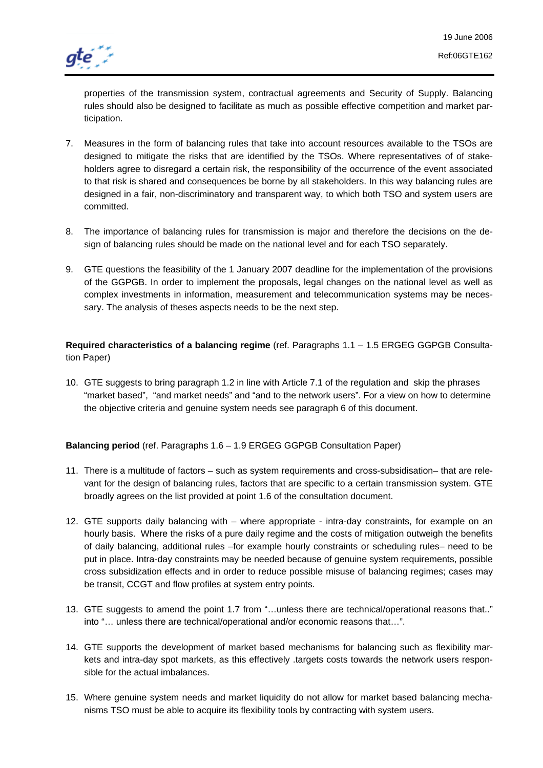properties of the transmission system, contractual agreements and Security of Supply. Balancing rules should also be designed to facilitate as much as possible effective competition and market participation.

7. Measures in the form of balancing rules that take into account resources available to the TSOs are designed to mitigate the risks that are identified by the TSOs. Where representatives of of stakeholders agree to disregard a certain risk, the responsibility of the occurrence of the event associated to that risk is shared and consequences be borne by all stakeholders. In this way balancing rules are designed in a fair, non-discriminatory and transparent way, to which both TSO and system users are committed.

8. The importance of balancing rules for transmission is major and therefore the decisions on the design of balancing rules should be made on the national level and for each TSO separately.

9. GTE questions the feasibility of the 1 January 2007 deadline for the implementation of the provisions of the GGPGB. In order to implement the proposals, legal changes on the national level as well as complex investments in information, measurement and telecommunication systems may be necessary. The analysis of theses aspects needs to be the next step.

**Required characteristics of a balancing regime** (ref. Paragraphs 1.1 – 1.5 ERGEG GGPGB Consultation Paper)

10. GTE suggests to bring paragraph 1.2 in line with Article 7.1 of the regulation and skip the phrases "market based", "and market needs" and "and to the network users". For a view on how to determine the objective criteria and genuine system needs see paragraph 6 of this document.

**Balancing period** (ref. Paragraphs 1.6 – 1.9 ERGEG GGPGB Consultation Paper)

11. There is a multitude of factors – such as system requirements and cross-subsidisation– that are relevant for the design of balancing rules, factors that are specific to a certain transmission system. GTE broadly agrees on the list provided at point 1.6 of the consultation document.

12. GTE supports daily balancing with – where appropriate - intra-day constraints, for example on an hourly basis. Where the risks of a pure daily regime and the costs of mitigation outweigh the benefits of daily balancing, additional rules –for example hourly constraints or scheduling rules– need to be put in place. Intra-day constraints may be needed because of genuine system requirements, possible cross subsidization effects and in order to reduce possible misuse of balancing regimes; cases may be transit, CCGT and flow profiles at system entry points.

13. GTE suggests to amend the point 1.7 from "…unless there are technical/operational reasons that.." into "… unless there are technical/operational and/or economic reasons that…".

14. GTE supports the development of market based mechanisms for balancing such as flexibility markets and intra-day spot markets, as this effectively .targets costs towards the network users responsible for the actual imbalances.

15. Where genuine system needs and market liquidity do not allow for market based balancing mechanisms TSO must be able to acquire its flexibility tools by contracting with system users.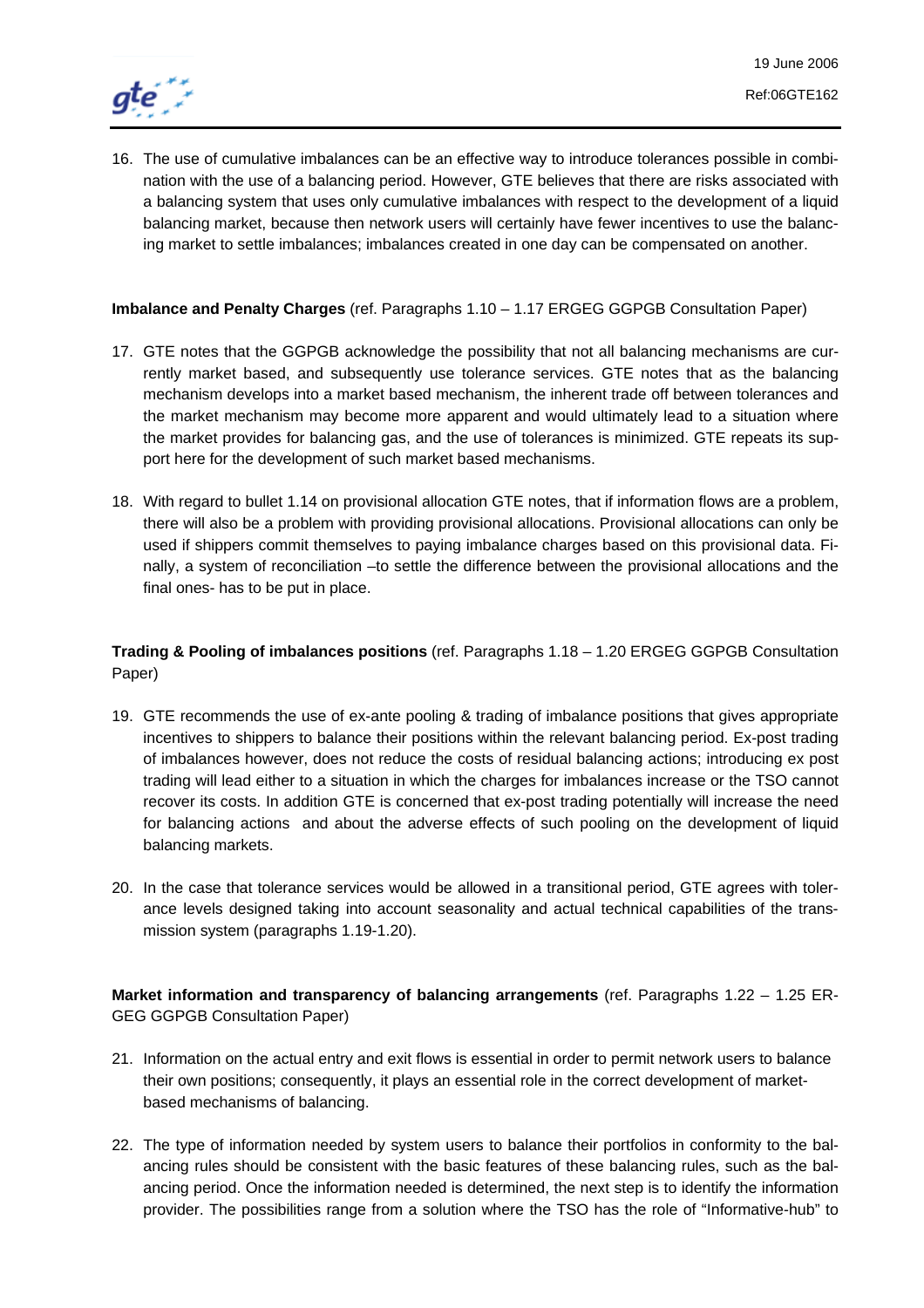16. The use of cumulative imbalances can be an effective way to introduce tolerances possible in combination with the use of a balancing period. However, GTE believes that there are risks associated with a balancing system that uses only cumulative imbalances with respect to the development of a liquid balancing market, because then network users will certainly have fewer incentives to use the balancing market to settle imbalances; imbalances created in one day can be compensated on another.

**Imbalance and Penalty Charges** (ref. Paragraphs 1.10 – 1.17 ERGEG GGPGB Consultation Paper)

17. GTE notes that the GGPGB acknowledge the possibility that not all balancing mechanisms are currently market based, and subsequently use tolerance services. GTE notes that as the balancing mechanism develops into a market based mechanism, the inherent trade off between tolerances and the market mechanism may become more apparent and would ultimately lead to a situation where the market provides for balancing gas, and the use of tolerances is minimized. GTE repeats its support here for the development of such market based mechanisms.

18. With regard to bullet 1.14 on provisional allocation GTE notes, that if information flows are a problem, there will also be a problem with providing provisional allocations. Provisional allocations can only be used if shippers commit themselves to paying imbalance charges based on this provisional data. Finally, a system of reconciliation –to settle the difference between the provisional allocations and the final ones- has to be put in place.

**Trading & Pooling of imbalances positions** (ref. Paragraphs 1.18 – 1.20 ERGEG GGPGB Consultation Paper)

19. GTE recommends the use of ex-ante pooling & trading of imbalance positions that gives appropriate incentives to shippers to balance their positions within the relevant balancing period. Ex-post trading of imbalances however, does not reduce the costs of residual balancing actions; introducing ex post trading will lead either to a situation in which the charges for imbalances increase or the TSO cannot recover its costs. In addition GTE is concerned that ex-post trading potentially will increase the need for balancing actions and about the adverse effects of such pooling on the development of liquid balancing markets.

20. In the case that tolerance services would be allowed in a transitional period, GTE agrees with tolerance levels designed taking into account seasonality and actual technical capabilities of the transmission system (paragraphs 1.19-1.20).

**Market information and transparency of balancing arrangements** (ref. Paragraphs 1.22 – 1.25 ERGEG GGPGB Consultation Paper)

21. Information on the actual entry and exit flows is essential in order to permit network users to balance their own positions; consequently, it plays an essential role in the correct development of market-based mechanisms of balancing.

22. The type of information needed by system users to balance their portfolios in conformity to the balancing rules should be consistent with the basic features of these balancing rules, such as the balancing period. Once the information needed is determined, the next step is to identify the information provider. The possibilities range from a solution where the TSO has the role of "Informative-hub" to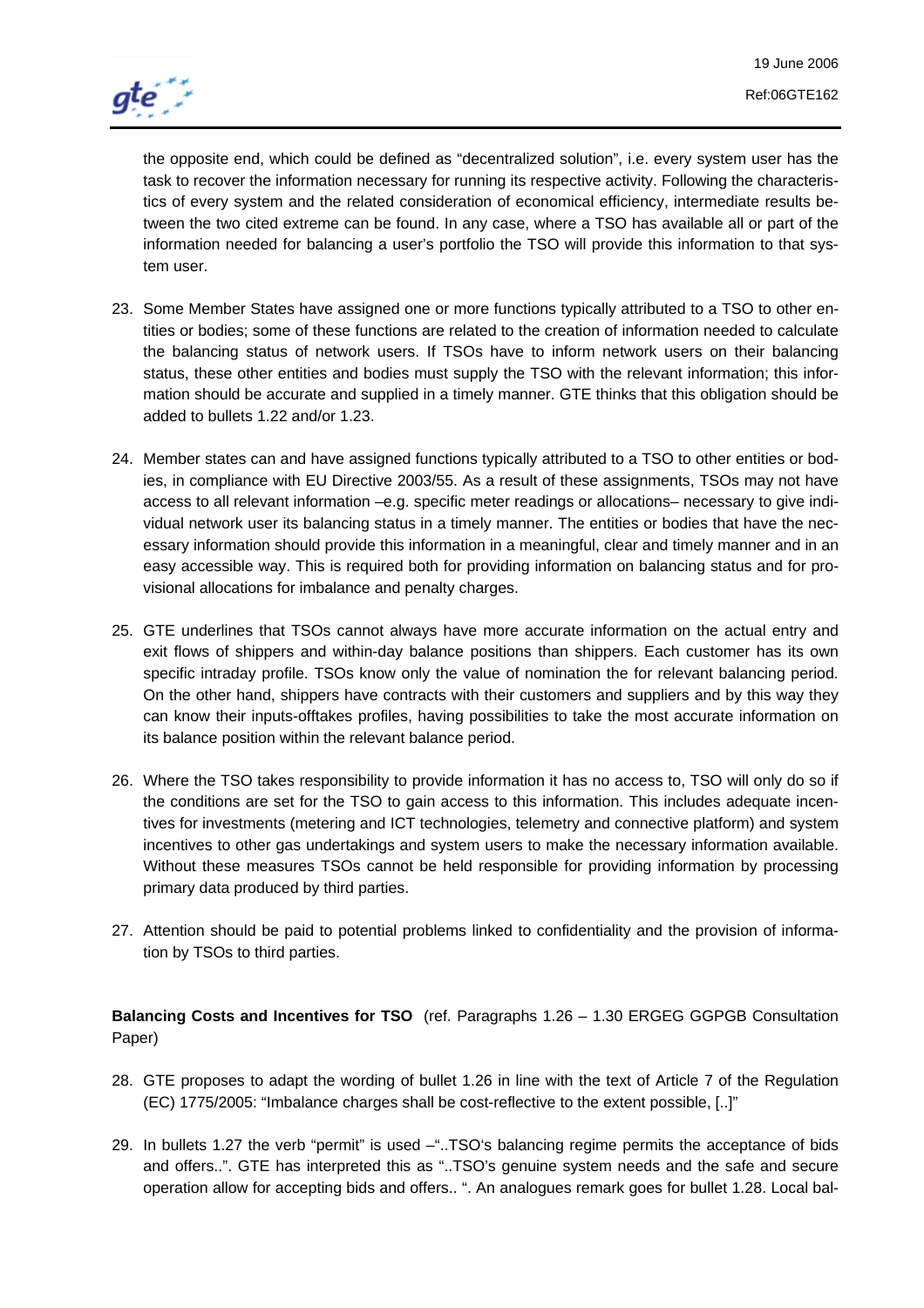the opposite end, which could be defined as "decentralized solution", i.e. every system user has the task to recover the information necessary for running its respective activity. Following the characteristics of every system and the related consideration of economical efficiency, intermediate results between the two cited extreme can be found. In any case, where a TSO has available all or part of the information needed for balancing a user's portfolio the TSO will provide this information to that system user.

23. Some Member States have assigned one or more functions typically attributed to a TSO to other entities or bodies; some of these functions are related to the creation of information needed to calculate the balancing status of network users. If TSOs have to inform network users on their balancing status, these other entities and bodies must supply the TSO with the relevant information; this information should be accurate and supplied in a timely manner. GTE thinks that this obligation should be added to bullets 1.22 and/or 1.23.

24. Member states can and have assigned functions typically attributed to a TSO to other entities or bodies, in compliance with EU Directive 2003/55. As a result of these assignments, TSOs may not have access to all relevant information –e.g. specific meter readings or allocations– necessary to give individual network user its balancing status in a timely manner. The entities or bodies that have the necessary information should provide this information in a meaningful, clear and timely manner and in an easy accessible way. This is required both for providing information on balancing status and for provisional allocations for imbalance and penalty charges.

25. GTE underlines that TSOs cannot always have more accurate information on the actual entry and exit flows of shippers and within-day balance positions than shippers. Each customer has its own specific intraday profile. TSOs know only the value of nomination the for relevant balancing period. On the other hand, shippers have contracts with their customers and suppliers and by this way they can know their inputs-offtakes profiles, having possibilities to take the most accurate information on its balance position within the relevant balance period.

26. Where the TSO takes responsibility to provide information it has no access to, TSO will only do so if the conditions are set for the TSO to gain access to this information. This includes adequate incentives for investments (metering and ICT technologies, telemetry and connective platform) and system incentives to other gas undertakings and system users to make the necessary information available. Without these measures TSOs cannot be held responsible for providing information by processing primary data produced by third parties.

27. Attention should be paid to potential problems linked to confidentiality and the provision of information by TSOs to third parties.

**Balancing Costs and Incentives for TSO** (ref. Paragraphs 1.26 – 1.30 ERGEG GGPGB Consultation Paper)

28. GTE proposes to adapt the wording of bullet 1.26 in line with the text of Article 7 of the Regulation (EC) 1775/2005: "Imbalance charges shall be cost-reflective to the extent possible, [..]"

29. In bullets 1.27 the verb "permit" is used –"..TSO's balancing regime permits the acceptance of bids and offers..". GTE has interpreted this as "..TSO's genuine system needs and the safe and secure operation allow for accepting bids and offers.. ". An analogues remark goes for bullet 1.28. Local bal-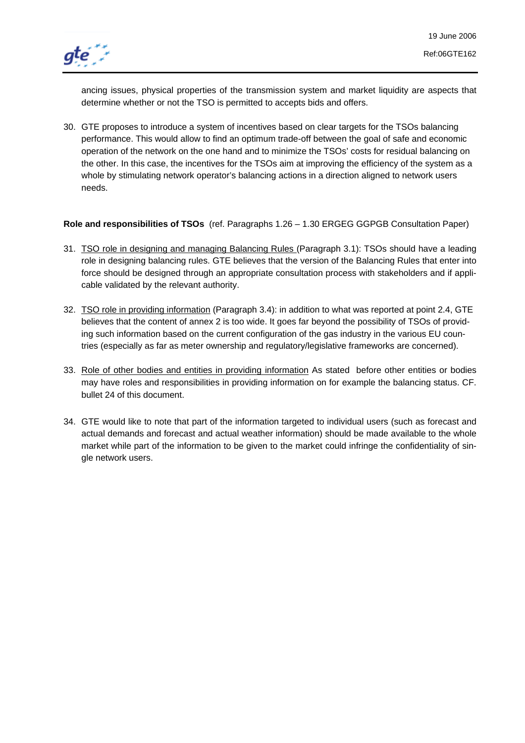ancing issues, physical properties of the transmission system and market liquidity are aspects that determine whether or not the TSO is permitted to accepts bids and offers.

30. GTE proposes to introduce a system of incentives based on clear targets for the TSOs balancing performance. This would allow to find an optimum trade-off between the goal of safe and economic operation of the network on the one hand and to minimize the TSOs' costs for residual balancing on the other. In this case, the incentives for the TSOs aim at improving the efficiency of the system as a whole by stimulating network operator's balancing actions in a direction aligned to network users needs.

**Role and responsibilities of TSOs** (ref. Paragraphs 1.26 – 1.30 ERGEG GGPGB Consultation Paper)

31. TSO role in designing and managing Balancing Rules (Paragraph 3.1): TSOs should have a leading role in designing balancing rules. GTE believes that the version of the Balancing Rules that enter into force should be designed through an appropriate consultation process with stakeholders and if applicable validated by the relevant authority.

32. TSO role in providing information (Paragraph 3.4): in addition to what was reported at point 2.4, GTE believes that the content of annex 2 is too wide. It goes far beyond the possibility of TSOs of providing such information based on the current configuration of the gas industry in the various EU countries (especially as far as meter ownership and regulatory/legislative frameworks are concerned).

33. Role of other bodies and entities in providing information As stated before other entities or bodies may have roles and responsibilities in providing information on for example the balancing status. CF. bullet 24 of this document.

34. GTE would like to note that part of the information targeted to individual users (such as forecast and actual demands and forecast and actual weather information) should be made available to the whole market while part of the information to be given to the market could infringe the confidentiality of single network users.